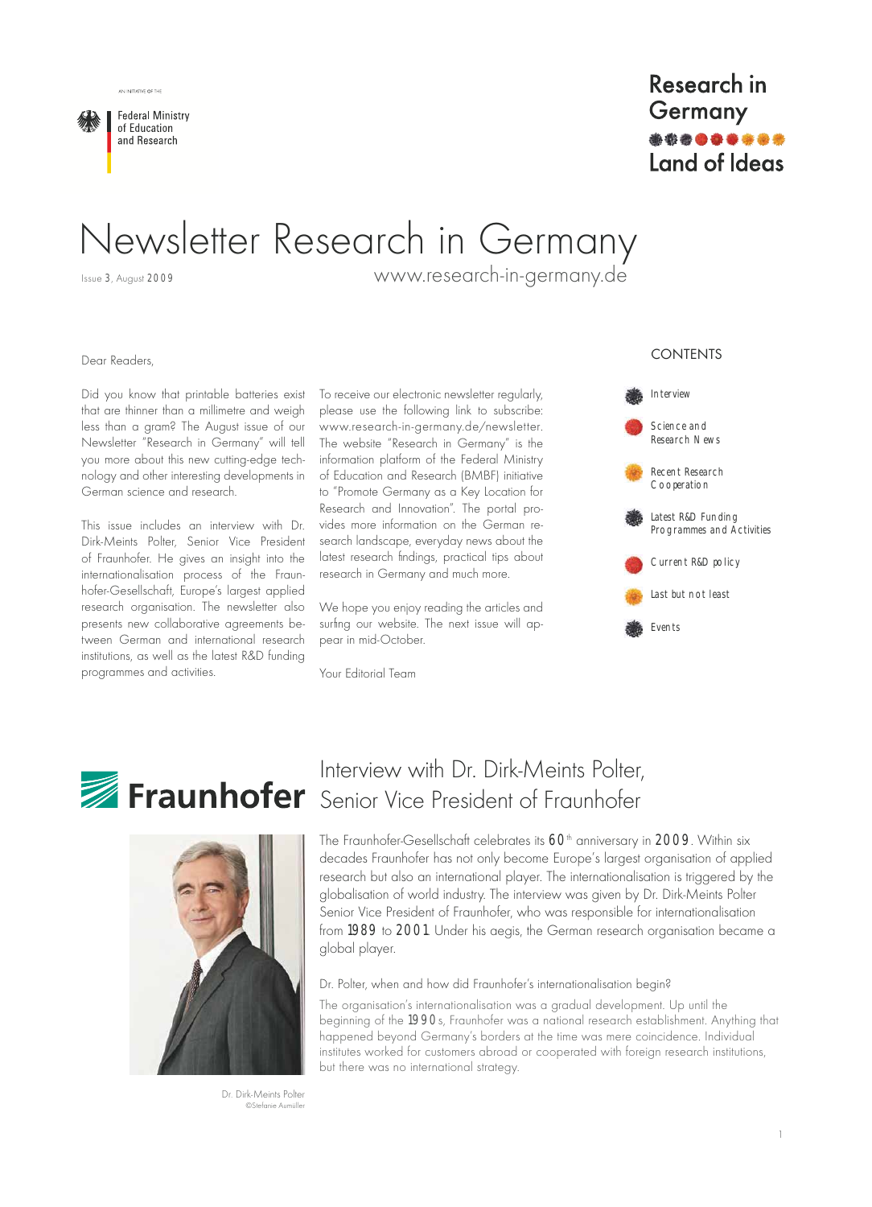AN INITIATIVE OF THE

Federal Ministry of Education and Research

Research in Germany
Land of Ideas

# Newsletter Research in Germany

Issue 3, August 2009

www.research-in-germany.de

Dear Readers,

Did you know that printable batteries exist that are thinner than a millimetre and weigh less than a gram? The August issue of our Newsletter "Research in Germany" will tell you more about this new cutting-edge technology and other interesting developments in German science and research.

This issue includes an interview with Dr. Dirk-Meints Polter, Senior Vice President of Fraunhofer. He gives an insight into the internationalisation process of the Fraunhofer-Gesellschaft, Europe's largest applied research organisation. The newsletter also presents new collaborative agreements between German and international research institutions, as well as the latest R&D funding programmes and activities.

To receive our electronic newsletter regularly, please use the following link to subscribe: www.research-in-germany.de/newsletter. The website "Research in Germany" is the information platform of the Federal Ministry of Education and Research (BMBF) initiative to "Promote Germany as a Key Location for Research and Innovation". The portal provides more information on the German research landscape, everyday news about the latest research findings, practical tips about research in Germany and much more.

We hope you enjoy reading the articles and surfing our website. The next issue will appear in mid-October.

Your Editorial Team

CONTENTS

- Interview
- Science and Research News
- Recent Research Cooperation
- Latest R&D Funding Programmes and Activities
- Current R&D policy
- Last but not least
- Events

## Interview with Dr. Dirk-Meints Polter, Senior Vice President of Fraunhofer

Dr. Dirk-Meints Polter
©Stefanie Aumiller

The Fraunhofer-Gesellschaft celebrates its 60th anniversary in 2009. Within six decades Fraunhofer has not only become Europe's largest organisation of applied research but also an international player. The internationalisation is triggered by the globalisation of world industry. The interview was given by Dr. Dirk-Meints Polter Senior Vice President of Fraunhofer, who was responsible for internationalisation from 1989 to 2001 Under his aegis, the German research organisation became a global player.

Dr. Polter, when and how did Fraunhofer's internationalisation begin?

The organisation's internationalisation was a gradual development. Up until the beginning of the 1990s, Fraunhofer was a national research establishment. Anything that happened beyond Germany's borders at the time was mere coincidence. Individual institutes worked for customers abroad or cooperated with foreign research institutions, but there was no international strategy.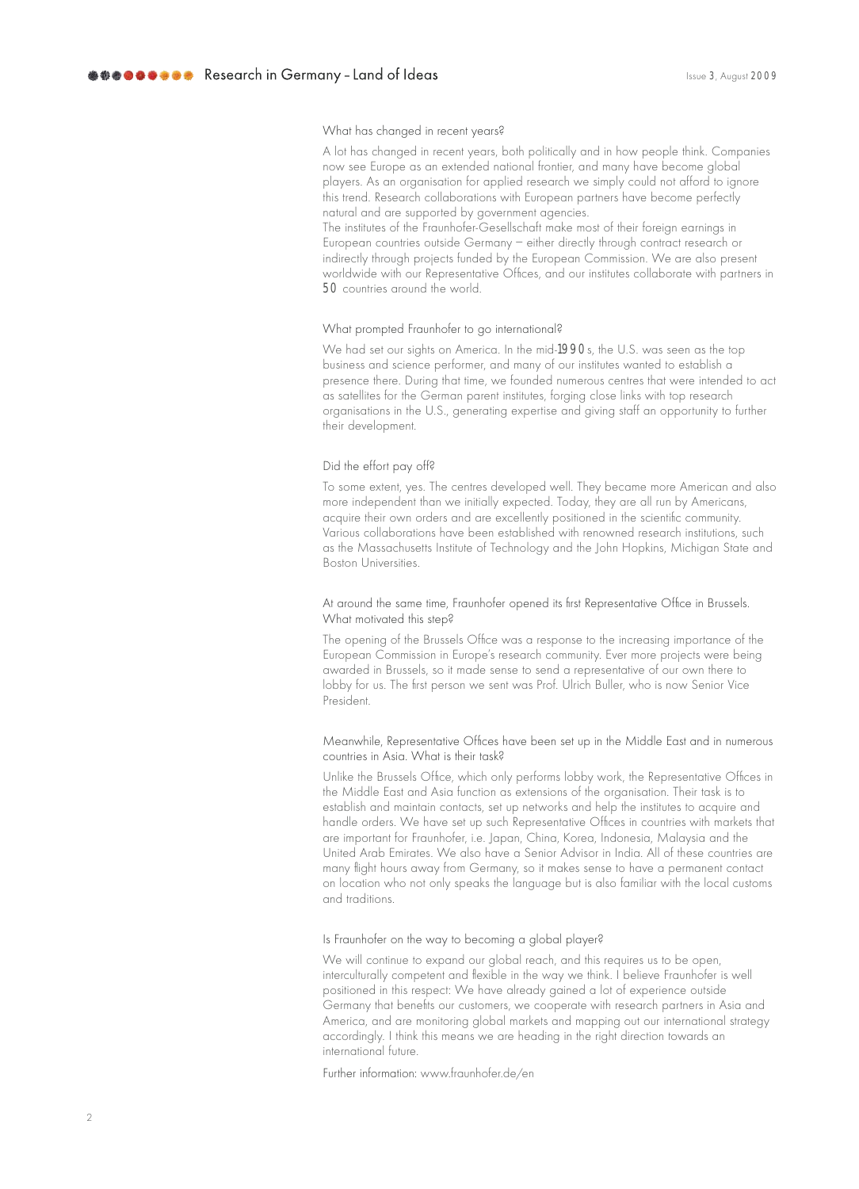What has changed in recent years?

A lot has changed in recent years, both politically and in how people think. Companies now see Europe as an extended national frontier, and many have become global players. As an organisation for applied research we simply could not afford to ignore this trend. Research collaborations with European partners have become perfectly natural and are supported by government agencies.
The institutes of the Fraunhofer-Gesellschaft make most of their foreign earnings in European countries outside Germany – either directly through contract research or indirectly through projects funded by the European Commission. We are also present worldwide with our Representative Offices, and our institutes collaborate with partners in 50 countries around the world.

What prompted Fraunhofer to go international?

We had set our sights on America. In the mid-1990s, the U.S. was seen as the top business and science performer, and many of our institutes wanted to establish a presence there. During that time, we founded numerous centres that were intended to act as satellites for the German parent institutes, forging close links with top research organisations in the U.S., generating expertise and giving staff an opportunity to further their development.

Did the effort pay off?

To some extent, yes. The centres developed well. They became more American and also more independent than we initially expected. Today, they are all run by Americans, acquire their own orders and are excellently positioned in the scientific community. Various collaborations have been established with renowned research institutions, such as the Massachusetts Institute of Technology and the John Hopkins, Michigan State and Boston Universities.

At around the same time, Fraunhofer opened its first Representative Office in Brussels. What motivated this step?

The opening of the Brussels Office was a response to the increasing importance of the European Commission in Europe's research community. Ever more projects were being awarded in Brussels, so it made sense to send a representative of our own there to lobby for us. The first person we sent was Prof. Ulrich Buller, who is now Senior Vice President.

Meanwhile, Representative Offices have been set up in the Middle East and in numerous countries in Asia. What is their task?

Unlike the Brussels Office, which only performs lobby work, the Representative Offices in the Middle East and Asia function as extensions of the organisation. Their task is to establish and maintain contacts, set up networks and help the institutes to acquire and handle orders. We have set up such Representative Offices in countries with markets that are important for Fraunhofer, i.e. Japan, China, Korea, Indonesia, Malaysia and the United Arab Emirates. We also have a Senior Advisor in India. All of these countries are many flight hours away from Germany, so it makes sense to have a permanent contact on location who not only speaks the language but is also familiar with the local customs and traditions.

Is Fraunhofer on the way to becoming a global player?

We will continue to expand our global reach, and this requires us to be open, interculturally competent and flexible in the way we think. I believe Fraunhofer is well positioned in this respect: We have already gained a lot of experience outside Germany that benefits our customers, we cooperate with research partners in Asia and America, and are monitoring global markets and mapping out our international strategy accordingly. I think this means we are heading in the right direction towards an international future.

Further information: www.fraunhofer.de/en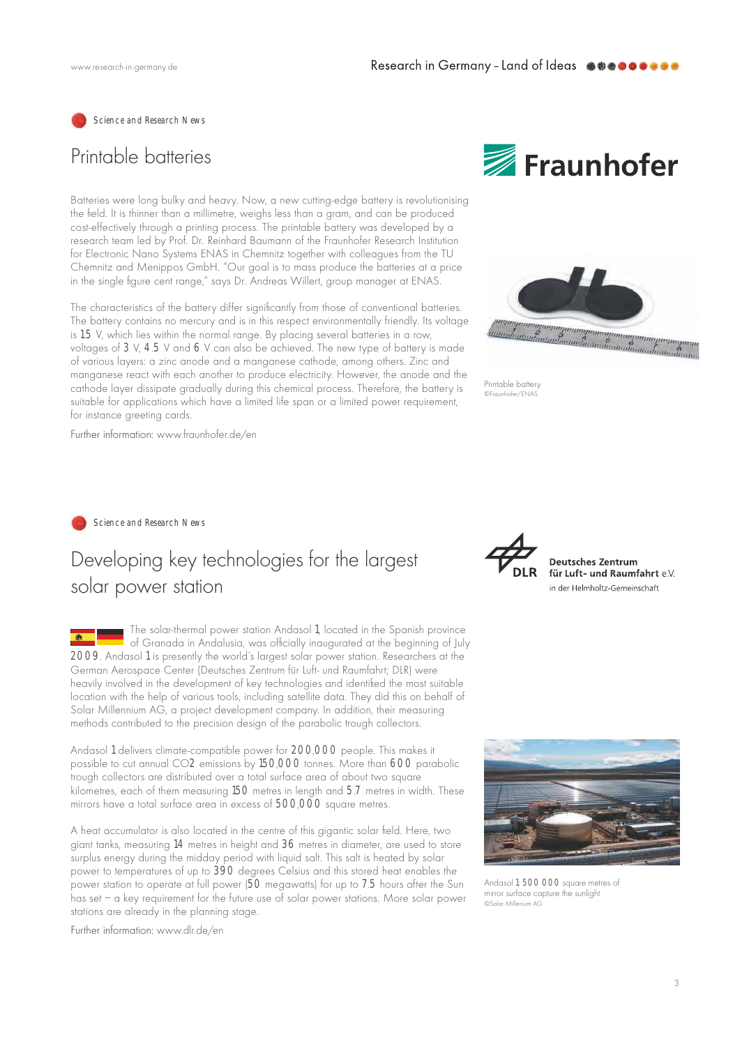Science and Research News

# Printable batteries

Batteries were long bulky and heavy. Now, a new cutting-edge battery is revolutionising the field. It is thinner than a millimetre, weighs less than a gram, and can be produced cost-effectively through a printing process. The printable battery was developed by a research team led by Prof. Dr. Reinhard Baumann of the Fraunhofer Research Institution for Electronic Nano Systems ENAS in Chemnitz together with colleagues from the TU Chemnitz and Menippos GmbH. "Our goal is to mass produce the batteries at a price in the single figure cent range," says Dr. Andreas Willert, group manager at ENAS.

The characteristics of the battery differ significantly from those of conventional batteries. The battery contains no mercury and is in this respect environmentally friendly. Its voltage is 1.5 V, which lies within the normal range. By placing several batteries in a row, voltages of 3 V, 4.5 V and 6 V can also be achieved. The new type of battery is made of various layers: a zinc anode and a manganese cathode, among others. Zinc and manganese react with each another to produce electricity. However, the anode and the cathode layer dissipate gradually during this chemical process. Therefore, the battery is suitable for applications which have a limited life span or a limited power requirement, for instance greeting cards.

Further information: www.fraunhofer.de/en

Printable battery
©Fraunhofer/ENAS

Science and Research News

# Developing key technologies for the largest solar power station

The solar-thermal power station Andasol 1, located in the Spanish province of Granada in Andalusia, was officially inaugurated at the beginning of July 2009. Andasol 1 is presently the world's largest solar power station. Researchers at the German Aerospace Center (Deutsches Zentrum für Luft- und Raumfahrt; DLR) were heavily involved in the development of key technologies and identified the most suitable location with the help of various tools, including satellite data. They did this on behalf of Solar Millennium AG, a project development company. In addition, their measuring methods contributed to the precision design of the parabolic trough collectors.

Andasol 1 delivers climate-compatible power for 200,000 people. This makes it possible to cut annual $CO_2$ emissions by 150,000 tonnes. More than 600 parabolic trough collectors are distributed over a total surface area of about two square kilometres, each of them measuring 150 metres in length and 5.7 metres in width. These mirrors have a total surface area in excess of 500,000 square metres.

A heat accumulator is also located in the centre of this gigantic solar field. Here, two giant tanks, measuring 14 metres in height and 36 metres in diameter, are used to store surplus energy during the midday period with liquid salt. This salt is heated by solar power to temperatures of up to 390 degrees Celsius and this stored heat enables the power station to operate at full power (50 megawatts) for up to 7.5 hours after the Sun has set – a key requirement for the future use of solar power stations. More solar power stations are already in the planning stage.

Further information: www.dlr.de/en

Andasol 1 500 000 square metres of mirror surface capture the sunlight
©Solar Millenium AG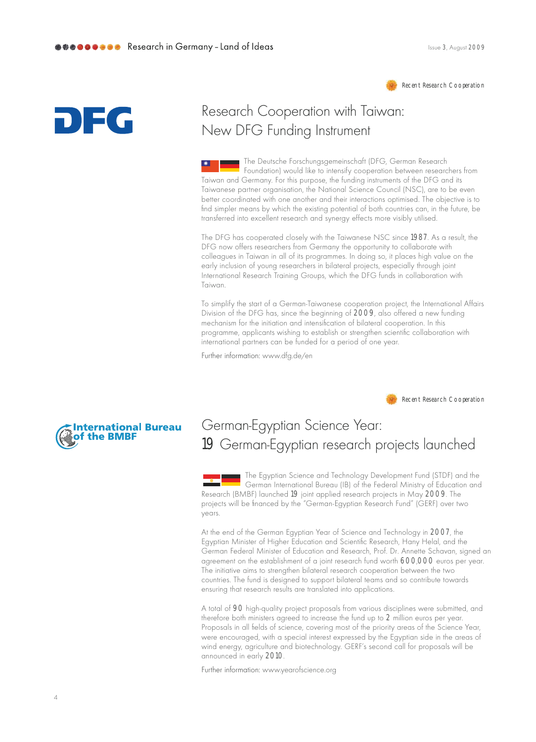*Recent Research Cooperation*

DFG

## Research Cooperation with Taiwan: New DFG Funding Instrument

The Deutsche Forschungsgemeinschaft (DFG, German Research Foundation) would like to intensify cooperation between researchers from Taiwan and Germany. For this purpose, the funding instruments of the DFG and its Taiwanese partner organisation, the National Science Council (NSC), are to be even better coordinated with one another and their interactions optimised. The objective is to find simpler means by which the existing potential of both countries can, in the future, be transferred into excellent research and synergy effects more visibly utilised.

The DFG has cooperated closely with the Taiwanese NSC since 1987. As a result, the DFG now offers researchers from Germany the opportunity to collaborate with colleagues in Taiwan in all of its programmes. In doing so, it places high value on the early inclusion of young researchers in bilateral projects, especially through joint International Research Training Groups, which the DFG funds in collaboration with Taiwan.

To simplify the start of a German-Taiwanese cooperation project, the International Affairs Division of the DFG has, since the beginning of 2009, also offered a new funding mechanism for the initiation and intensification of bilateral cooperation. In this programme, applicants wishing to establish or strengthen scientific collaboration with international partners can be funded for a period of one year.

Further information: www.dfg.de/en

*Recent Research Cooperation*

International Bureau of the BMBF

## German-Egyptian Science Year: 19 German-Egyptian research projects launched

The Egyptian Science and Technology Development Fund (STDF) and the German International Bureau (IB) of the Federal Ministry of Education and Research (BMBF) launched 19 joint applied research projects in May 2009. The projects will be financed by the "German-Egyptian Research Fund" (GERF) over two years.

At the end of the German Egyptian Year of Science and Technology in 2007, the Egyptian Minister of Higher Education and Scientific Research, Hany Helal, and the German Federal Minister of Education and Research, Prof. Dr. Annette Schavan, signed an agreement on the establishment of a joint research fund worth 600,000 euros per year. The initiative aims to strengthen bilateral research cooperation between the two countries. The fund is designed to support bilateral teams and so contribute towards ensuring that research results are translated into applications.

A total of 90 high-quality project proposals from various disciplines were submitted, and therefore both ministers agreed to increase the fund up to 2 million euros per year. Proposals in all fields of science, covering most of the priority areas of the Science Year, were encouraged, with a special interest expressed by the Egyptian side in the areas of wind energy, agriculture and biotechnology. GERF's second call for proposals will be announced in early 2010.

Further information: www.yearofscience.org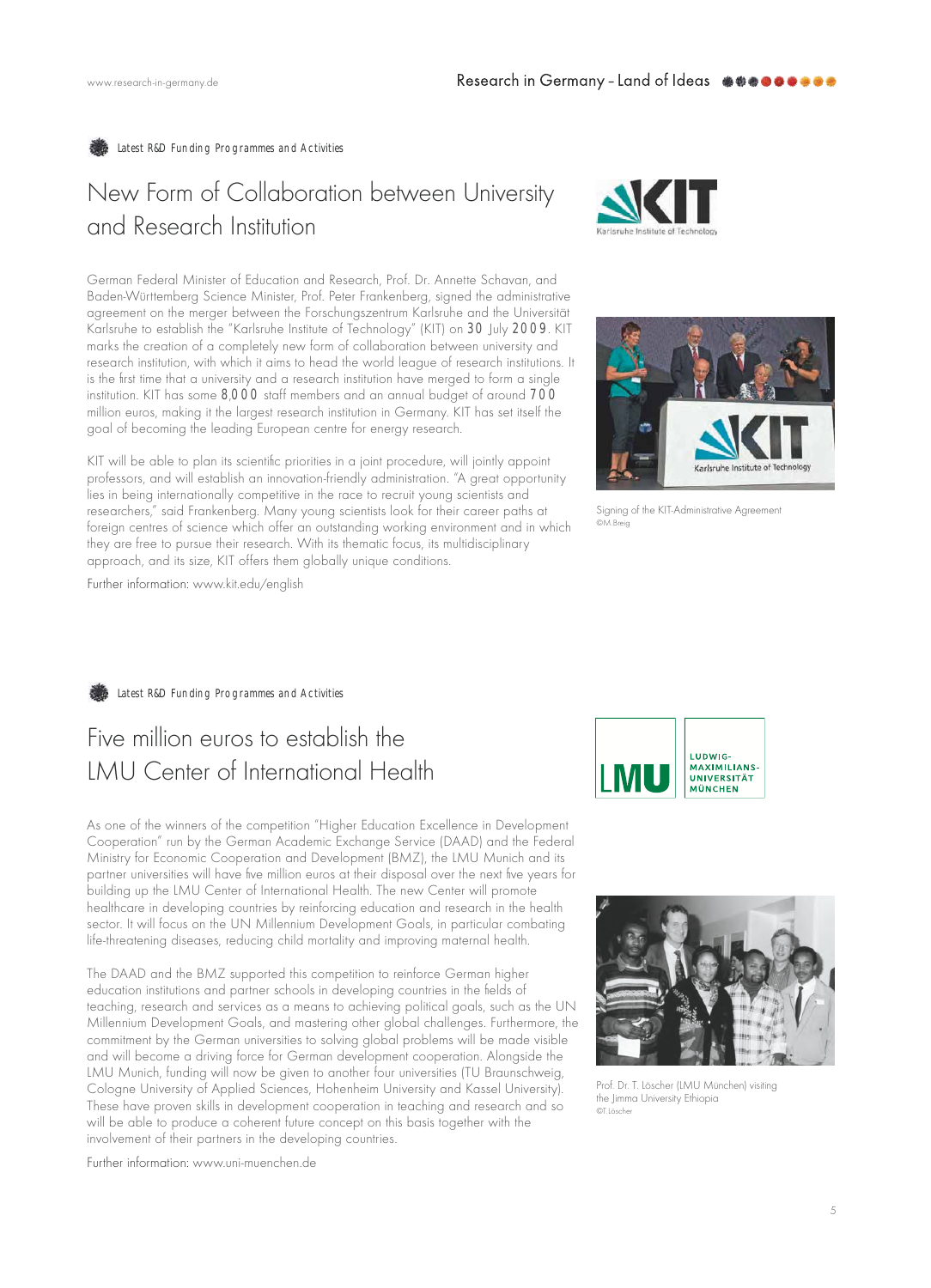*Latest R&D Funding Programmes and Activities*

# New Form of Collaboration between University and Research Institution

German Federal Minister of Education and Research, Prof. Dr. Annette Schavan, and Baden-Württemberg Science Minister, Prof. Peter Frankenberg, signed the administrative agreement on the merger between the Forschungszentrum Karlsruhe and the Universität Karlsruhe to establish the "Karlsruhe Institute of Technology" (KIT) on 30 July 2009. KIT marks the creation of a completely new form of collaboration between university and research institution, with which it aims to head the world league of research institutions. It is the first time that a university and a research institution have merged to form a single institution. KIT has some 8,000 staff members and an annual budget of around 700 million euros, making it the largest research institution in Germany. KIT has set itself the goal of becoming the leading European centre for energy research.

KIT will be able to plan its scientific priorities in a joint procedure, will jointly appoint professors, and will establish an innovation-friendly administration. "A great opportunity lies in being internationally competitive in the race to recruit young scientists and researchers," said Frankenberg. Many young scientists look for their career paths at foreign centres of science which offer an outstanding working environment and in which they are free to pursue their research. With its thematic focus, its multidisciplinary approach, and its size, KIT offers them globally unique conditions.

Further information: www.kit.edu/english

Signing of the KIT-Administrative Agreement
©M.Breig

*Latest R&D Funding Programmes and Activities*

# Five million euros to establish the LMU Center of International Health

As one of the winners of the competition "Higher Education Excellence in Development Cooperation" run by the German Academic Exchange Service (DAAD) and the Federal Ministry for Economic Cooperation and Development (BMZ), the LMU Munich and its partner universities will have five million euros at their disposal over the next five years for building up the LMU Center of International Health. The new Center will promote healthcare in developing countries by reinforcing education and research in the health sector. It will focus on the UN Millennium Development Goals, in particular combating life-threatening diseases, reducing child mortality and improving maternal health.

The DAAD and the BMZ supported this competition to reinforce German higher education institutions and partner schools in developing countries in the fields of teaching, research and services as a means to achieving political goals, such as the UN Millennium Development Goals, and mastering other global challenges. Furthermore, the commitment by the German universities to solving global problems will be made visible and will become a driving force for German development cooperation. Alongside the LMU Munich, funding will now be given to another four universities (TU Braunschweig, Cologne University of Applied Sciences, Hohenheim University and Kassel University). These have proven skills in development cooperation in teaching and research and so will be able to produce a coherent future concept on this basis together with the involvement of their partners in the developing countries.

Further information: www.uni-muenchen.de

Prof. Dr. T. Löscher (LMU München) visiting the Jimma University Ethiopia
©T. Löscher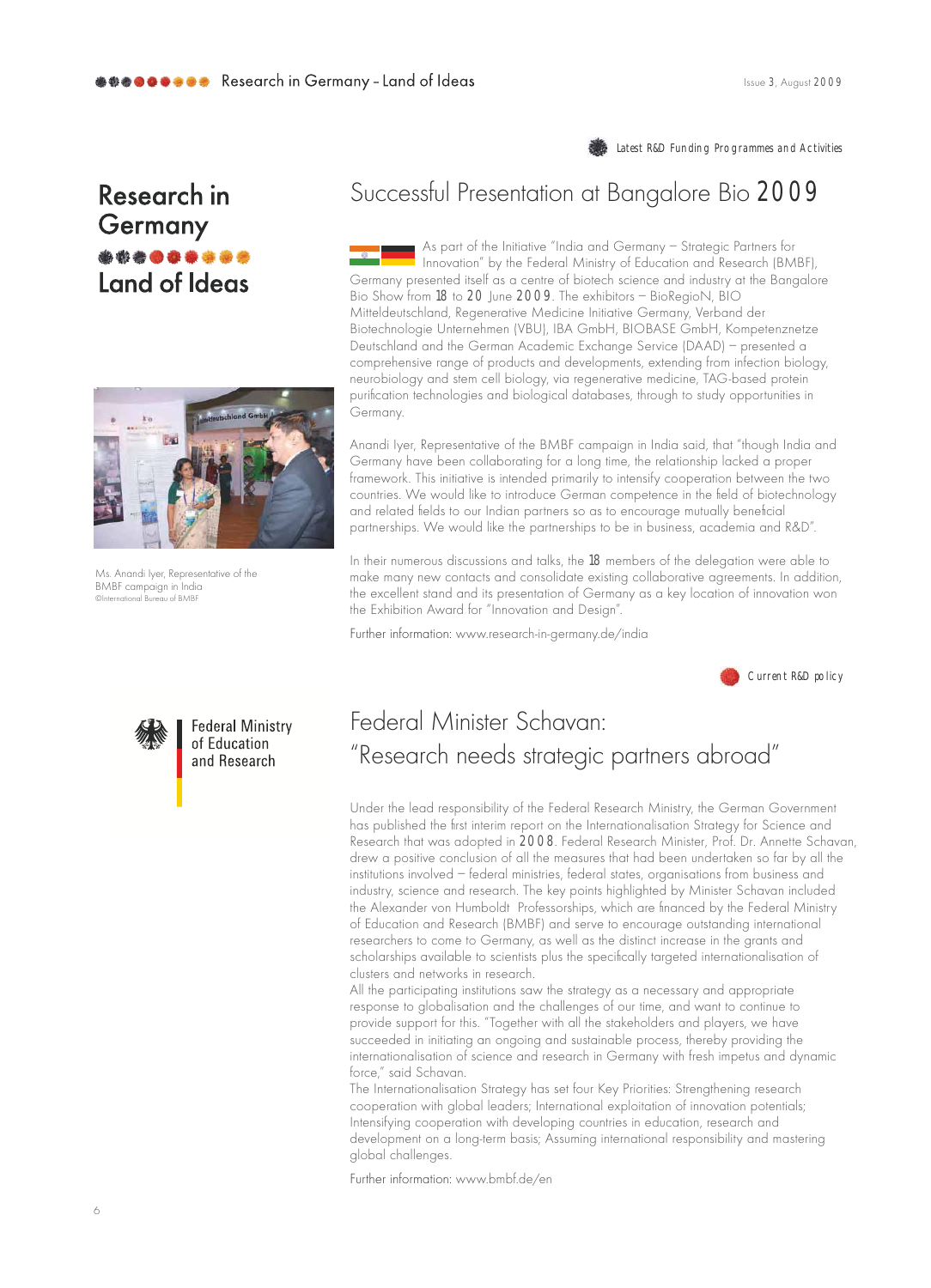# Research in Germany Land of Ideas

*Latest R&D Funding Programmes and Activities*

## Successful Presentation at Bangalore Bio 2009

As part of the Initiative "India and Germany – Strategic Partners for Innovation" by the Federal Ministry of Education and Research (BMBF), Germany presented itself as a centre of biotech science and industry at the Bangalore Bio Show from 18 to 20 June 2009. The exhibitors – BioRegioN, BIO Mitteldeutschland, Regenerative Medicine Initiative Germany, Verband der Biotechnologie Unternehmen (VBU), IBA GmbH, BIOBASE GmbH, Kompetenznetze Deutschland and the German Academic Exchange Service (DAAD) – presented a comprehensive range of products and developments, extending from infection biology, neurobiology and stem cell biology, via regenerative medicine, TAG-based protein purification technologies and biological databases, through to study opportunities in Germany.

Anandi Iyer, Representative of the BMBF campaign in India said, that "though India and Germany have been collaborating for a long time, the relationship lacked a proper framework. This initiative is intended primarily to intensify cooperation between the two countries. We would like to introduce German competence in the field of biotechnology and related fields to our Indian partners so as to encourage mutually beneficial partnerships. We would like the partnerships to be in business, academia and R&D".

In their numerous discussions and talks, the 18 members of the delegation were able to make many new contacts and consolidate existing collaborative agreements. In addition, the excellent stand and its presentation of Germany as a key location of innovation won the Exhibition Award for "Innovation and Design".

Further information: www.research-in-germany.de/india

Ms. Anandi Iyer, Representative of the BMBF campaign in India
©International Bureau of BMBF

*Current R&D policy*

Federal Ministry of Education and Research

## Federal Minister Schavan: "Research needs strategic partners abroad"

Under the lead responsibility of the Federal Research Ministry, the German Government has published the first interim report on the Internationalisation Strategy for Science and Research that was adopted in 2008. Federal Research Minister, Prof. Dr. Annette Schavan, drew a positive conclusion of all the measures that had been undertaken so far by all the institutions involved – federal ministries, federal states, organisations from business and industry, science and research. The key points highlighted by Minister Schavan included the Alexander von Humboldt Professorships, which are financed by the Federal Ministry of Education and Research (BMBF) and serve to encourage outstanding international researchers to come to Germany, as well as the distinct increase in the grants and scholarships available to scientists plus the specifically targeted internationalisation of clusters and networks in research.

All the participating institutions saw the strategy as a necessary and appropriate response to globalisation and the challenges of our time, and want to continue to provide support for this. "Together with all the stakeholders and players, we have succeeded in initiating an ongoing and sustainable process, thereby providing the internationalisation of science and research in Germany with fresh impetus and dynamic force," said Schavan.

The Internationalisation Strategy has set four Key Priorities: Strengthening research cooperation with global leaders; International exploitation of innovation potentials; Intensifying cooperation with developing countries in education, research and development on a long-term basis; Assuming international responsibility and mastering global challenges.

Further information: www.bmbf.de/en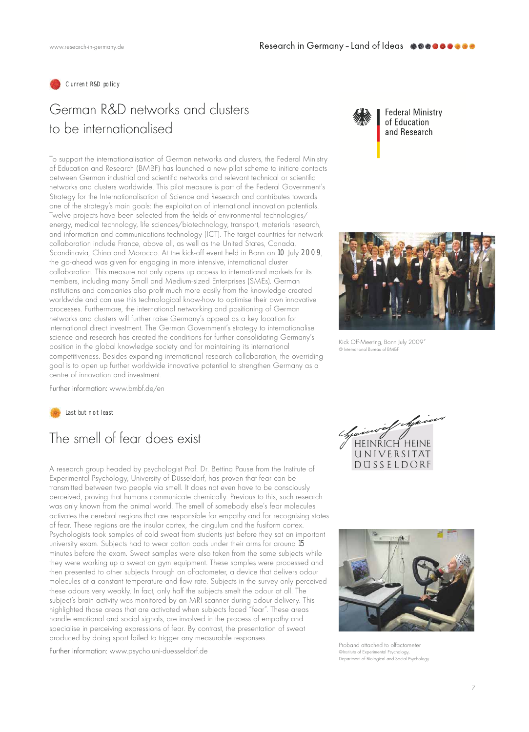*Current R&D policy*

## German R&D networks and clusters to be internationalised

Federal Ministry of Education and Research

To support the internationalisation of German networks and clusters, the Federal Ministry of Education and Research (BMBF) has launched a new pilot scheme to initiate contacts between German industrial and scientific networks and relevant technical or scientific networks and clusters worldwide. This pilot measure is part of the Federal Government's Strategy for the Internationalisation of Science and Research and contributes towards one of the strategy's main goals: the exploitation of international innovation potentials. Twelve projects have been selected from the fields of environmental technologies/ energy, medical technology, life sciences/biotechnology, transport, materials research, and information and communications technology (ICT). The target countries for network collaboration include France, above all, as well as the United States, Canada, Scandinavia, China and Morocco. At the kick-off event held in Bonn on 10 July 2009, the go-ahead was given for engaging in more intensive, international cluster collaboration. This measure not only opens up access to international markets for its members, including many Small and Medium-sized Enterprises (SMEs). German institutions and companies also profit much more easily from the knowledge created worldwide and can use this technological know-how to optimise their own innovative processes. Furthermore, the international networking and positioning of German networks and clusters will further raise Germany's appeal as a key location for international direct investment. The German Government's strategy to internationalise science and research has created the conditions for further consolidating Germany's position in the global knowledge society and for maintaining its international competitiveness. Besides expanding international research collaboration, the overriding goal is to open up further worldwide innovative potential to strengthen Germany as a centre of innovation and investment.

Further information: www.bmbf.de/en

Kick Off-Meeting, Bonn July 2009"
© International Bureau of BMBF

*Last but not least*

## The smell of fear does exist

HEINRICH HEINE UNIVERSITÄT DÜSSELDORF

A research group headed by psychologist Prof. Dr. Bettina Pause from the Institute of Experimental Psychology, University of Düsseldorf, has proven that fear can be transmitted between two people via smell. It does not even have to be consciously perceived, proving that humans communicate chemically. Previous to this, such research was only known from the animal world. The smell of somebody else's fear molecules activates the cerebral regions that are responsible for empathy and for recognising states of fear. These regions are the insular cortex, the cingulum and the fusiform cortex. Psychologists took samples of cold sweat from students just before they sat an important university exam. Subjects had to wear cotton pads under their arms for around 15 minutes before the exam. Sweat samples were also taken from the same subjects while they were working up a sweat on gym equipment. These samples were processed and then presented to other subjects through an olfactometer, a device that delivers odour molecules at a constant temperature and flow rate. Subjects in the survey only perceived these odours very weakly. In fact, only half the subjects smelt the odour at all. The subject's brain activity was monitored by an MRI scanner during odour delivery. This highlighted those areas that are activated when subjects faced "fear". These areas handle emotional and social signals, are involved in the process of empathy and specialise in perceiving expressions of fear. By contrast, the presentation of sweat produced by doing sport failed to trigger any measurable responses.

Further information: www.psycho.uni-duesseldorf.de

Proband attached to olfactometer
©Institute of Experimental Psychology, Department of Biological and Social Psychology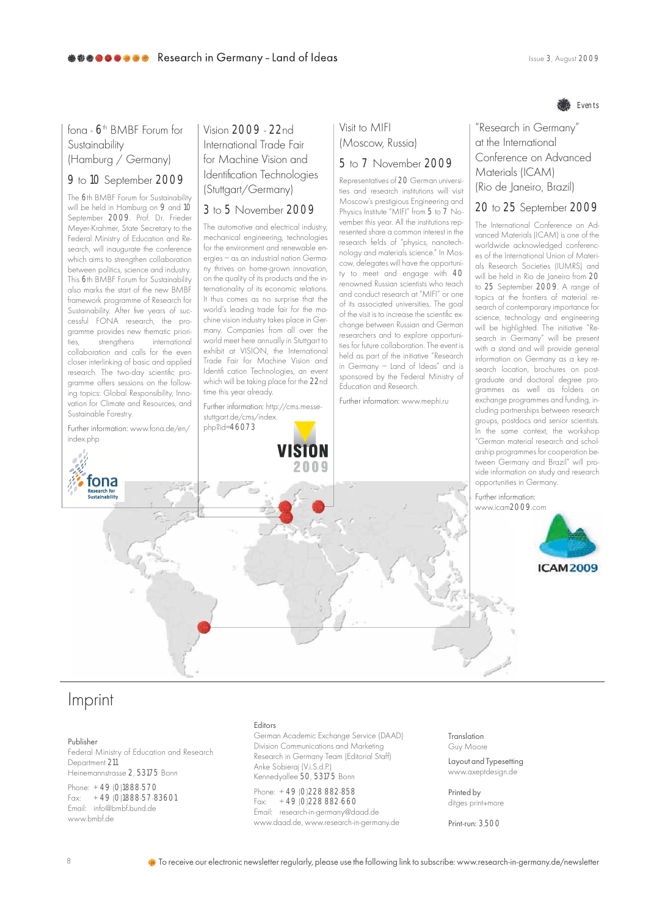Events

## fona - 6th BMBF Forum for Sustainability (Hamburg / Germany)

### 9 to 10 September 2009

The 6th BMBF Forum for Sustainability will be held in Hamburg on 9 and 10 September 2009. Prof. Dr. Frieder Meyer-Krahmer, State Secretary to the Federal Ministry of Education and Research, will inaugurate the conference which aims to strengthen collaboration between politics, science and industry. This 6th BMBF Forum for Sustainability also marks the start of the new BMBF framework programme of Research for Sustainability. After five years of successful FONA research, the programme provides new thematic priorities, strengthens international collaboration and calls for the even closer interlinking of basic and applied research. The two-day scientific programme offers sessions on the following topics: Global Responsibility, Innovation for Climate and Resources, and Sustainable Forestry.

Further information: www.fona.de/en/index.php

fona Research for Sustainability

## Vision 2009 - 22nd International Trade Fair for Machine Vision and Identification Technologies (Stuttgart/Germany)

### 3 to 5 November 2009

The automotive and electrical industry, mechanical engineering, technologies for the environment and renewable energies – as an industrial nation Germany thrives on home-grown innovation, on the quality of its products and the internationality of its economic relations. It thus comes as no surprise that the world's leading trade fair for the machine vision industry takes place in Germany. Companies from all over the world meet here annually in Stuttgart to exhibit at VISION, the International Trade Fair for Machine Vision and Identification Technologies, an event which will be taking place for the 22nd time this year already.

Further information: http://cms.messe-stuttgart.de/cms/index.php?id=46073

VISION 2009

## Visit to MIFI (Moscow, Russia)

### 5 to 7 November 2009

Representatives of 20 German universities and research institutions will visit Moscow's prestigious Engineering and Physics Institute "MIFI" from 5 to 7 November this year. All the institutions represented share a common interest in the research fields of "physics, nanotechnology and materials science." In Moscow, delegates will have the opportunity to meet and engage with 40 renowned Russian scientists who teach and conduct research at "MIFI" or one of its associated universities. The goal of the visit is to increase the scientific exchange between Russian and German researchers and to explore opportunities for future collaboration. The event is held as part of the initiative "Research in Germany – Land of Ideas" and is sponsored by the Federal Ministry of Education and Research.

Further information: www.mephi.ru

## "Research in Germany" at the International Conference on Advanced Materials (ICAM) (Rio de Janeiro, Brazil)

### 20 to 25 September 2009

The International Conference on Advanced Materials (ICAM) is one of the worldwide acknowledged conferences of the International Union of Materials Research Societies (IUMRS) and will be held in Rio de Janeiro from 20 to 25 September 2009. A range of topics at the frontiers of material research of contemporary importance for science, technology and engineering will be highlighted. The initiative "Research in Germany" will be present with a stand and will provide general information on Germany as a key research location, brochures on postgraduate and doctoral degree programmes as well as folders on exchange programmes and funding, including partnerships between research groups, postdocs and senior scientists. In the same context, the workshop "German material research and scholarship programmes for cooperation between Germany and Brazil" will provide information on study and research opportunities in Germany.

Further information: www.icam2009.com

ICAM 2009

# Imprint

**Publisher**
Federal Ministry of Education and Research
Department 211
Heinemannstrasse 2, 53175 Bonn

Phone: +49 (0)1888-570
Fax: +49 (0)1888-57-83601
Email: info@bmbf.bund.de
www.bmbf.de

**Editors**
German Academic Exchange Service (DAAD)
Division Communications and Marketing
Research in Germany Team (Editorial Staff)
Anke Sobieraj (V.i.S.d.P.)
Kennedyallee 50, 53175 Bonn

Phone: +49 (0)228 882-858
Fax: +49 (0)228 882-660
Email: research-in-germany@daad.de
www.daad.de, www.research-in-germany.de

**Translation**
Guy Moore

**Layout and Typesetting**
www.axeptdesign.de

**Printed by**
ditges print+more

Print-run: 3,500

To receive our electronic newsletter regularly, please use the following link to subscribe: www.research-in-germany.de/newsletter